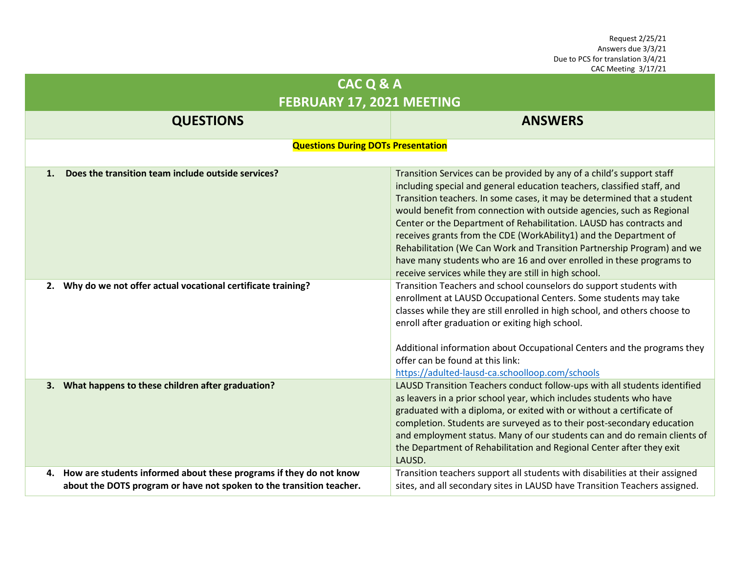Request 2/25/21
Answers due 3/3/21
Due to PCS for translation 3/4/21
CAC Meeting 3/17/21

# CAC Q & A
## FEBRUARY 17, 2021 MEETING

| QUESTIONS | ANSWERS |
|---|---|
| **Questions During DOTs Presentation** | |
| **1. Does the transition team include outside services?** | Transition Services can be provided by any of a child's support staff including special and general education teachers, classified staff, and Transition teachers. In some cases, it may be determined that a student would benefit from connection with outside agencies, such as Regional Center or the Department of Rehabilitation. LAUSD has contracts and receives grants from the CDE (WorkAbility1) and the Department of Rehabilitation (We Can Work and Transition Partnership Program) and we have many students who are 16 and over enrolled in these programs to receive services while they are still in high school. |
| **2. Why do we not offer actual vocational certificate training?** | Transition Teachers and school counselors do support students with enrollment at LAUSD Occupational Centers. Some students may take classes while they are still enrolled in high school, and others choose to enroll after graduation or exiting high school.<br><br>Additional information about Occupational Centers and the programs they offer can be found at this link: [https://adulted-lausd-ca.schoolloop.com/schools](https://adulted-lausd-ca.schoolloop.com/schools) |
| **3. What happens to these children after graduation?** | LAUSD Transition Teachers conduct follow-ups with all students identified as leavers in a prior school year, which includes students who have graduated with a diploma, or exited with or without a certificate of completion. Students are surveyed as to their post-secondary education and employment status. Many of our students can and do remain clients of the Department of Rehabilitation and Regional Center after they exit LAUSD. |
| **4. How are students informed about these programs if they do not know about the DOTS program or have not spoken to the transition teacher.** | Transition teachers support all students with disabilities at their assigned sites, and all secondary sites in LAUSD have Transition Teachers assigned. |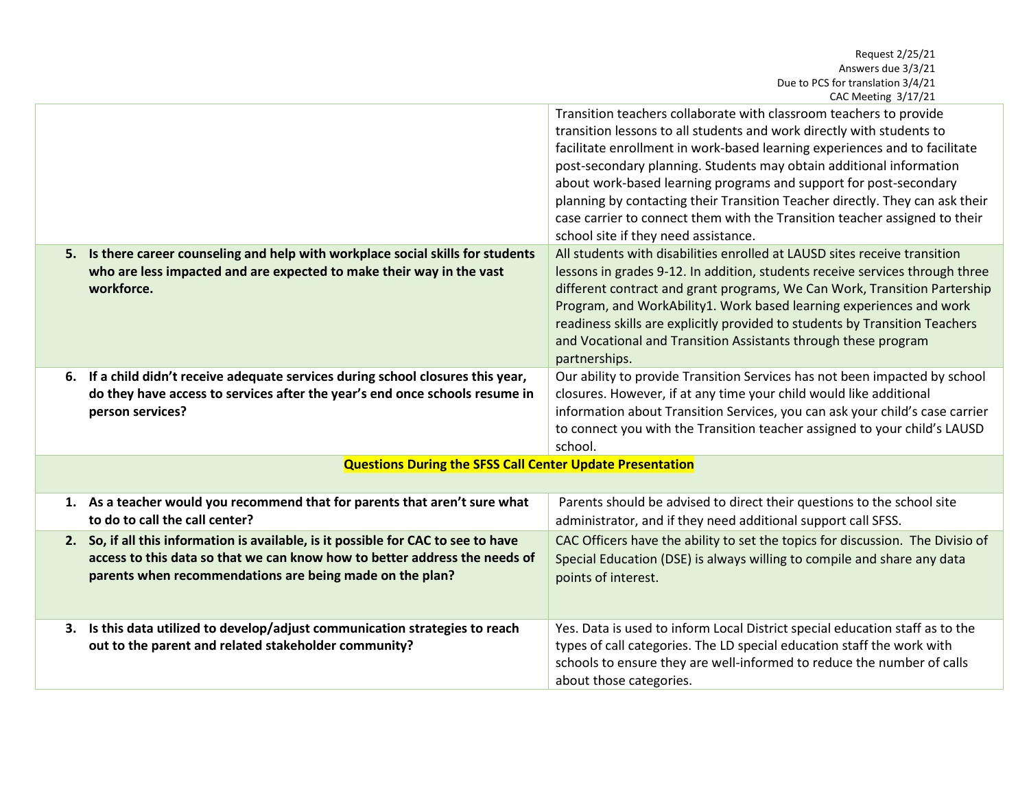Request 2/25/21
Answers due 3/3/21
Due to PCS for translation 3/4/21
CAC Meeting 3/17/21

| | |
|---|---|
| | Transition teachers collaborate with classroom teachers to provide transition lessons to all students and work directly with students to facilitate enrollment in work-based learning experiences and to facilitate post-secondary planning. Students may obtain additional information about work-based learning programs and support for post-secondary planning by contacting their Transition Teacher directly. They can ask their case carrier to connect them with the Transition teacher assigned to their school site if they need assistance. |
| **5. Is there career counseling and help with workplace social skills for students who are less impacted and are expected to make their way in the vast workforce.** | All students with disabilities enrolled at LAUSD sites receive transition lessons in grades 9-12. In addition, students receive services through three different contract and grant programs, We Can Work, Transition Partership Program, and WorkAbility1. Work based learning experiences and work readiness skills are explicitly provided to students by Transition Teachers and Vocational and Transition Assistants through these program partnerships. |
| **6. If a child didn't receive adequate services during school closures this year, do they have access to services after the year's end once schools resume in person services?** | Our ability to provide Transition Services has not been impacted by school closures. However, if at any time your child would like additional information about Transition Services, you can ask your child's case carrier to connect you with the Transition teacher assigned to your child's LAUSD school. |
| **Questions During the SFSS Call Center Update Presentation** | |
| **1. As a teacher would you recommend that for parents that aren't sure what to do to call the call center?** | Parents should be advised to direct their questions to the school site administrator, and if they need additional support call SFSS. |
| **2. So, if all this information is available, is it possible for CAC to see to have access to this data so that we can know how to better address the needs of parents when recommendations are being made on the plan?** | CAC Officers have the ability to set the topics for discussion. The Divisio of Special Education (DSE) is always willing to compile and share any data points of interest. |
| **3. Is this data utilized to develop/adjust communication strategies to reach out to the parent and related stakeholder community?** | Yes. Data is used to inform Local District special education staff as to the types of call categories. The LD special education staff the work with schools to ensure they are well-informed to reduce the number of calls about those categories. |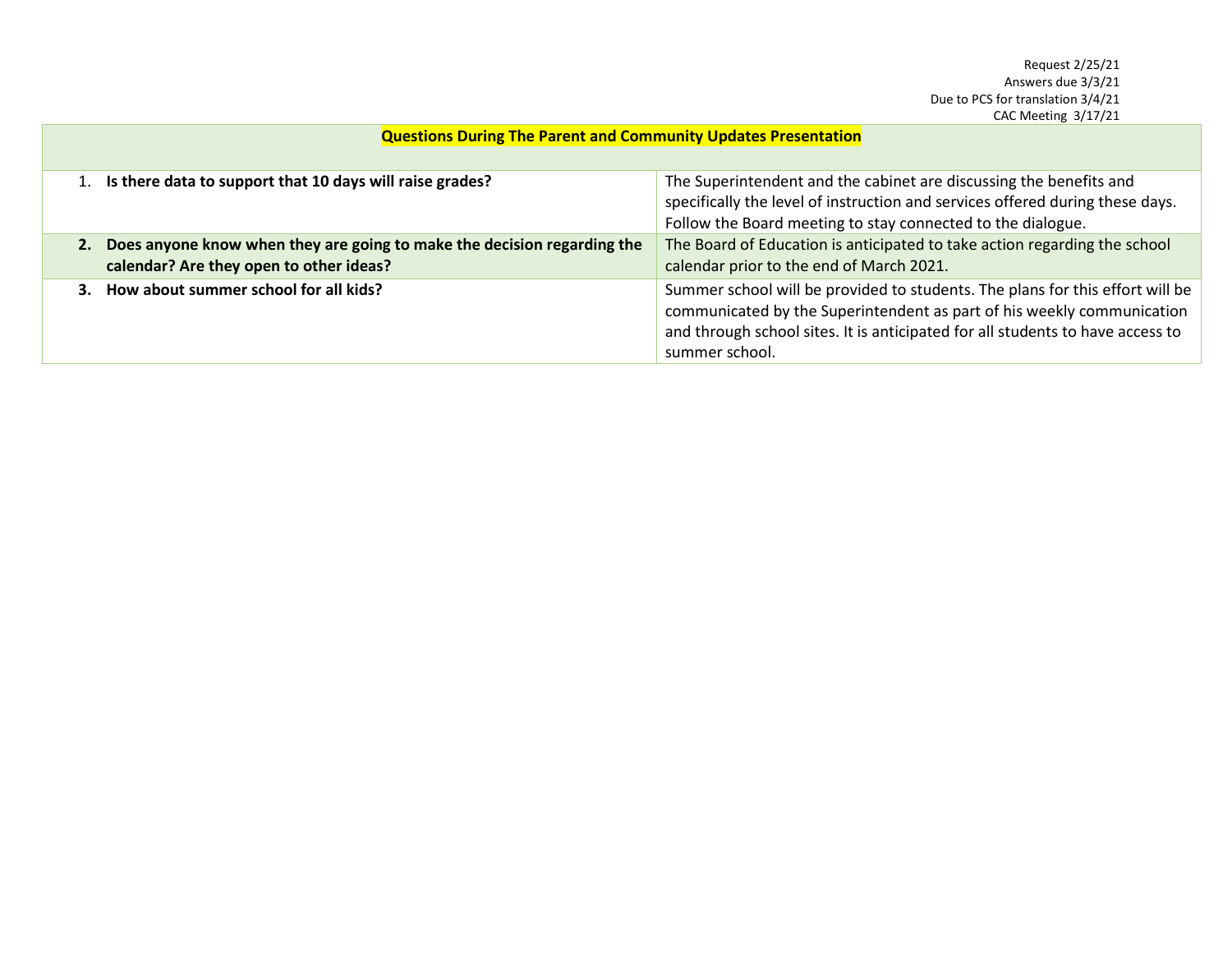Request 2/25/21
Answers due 3/3/21
Due to PCS for translation 3/4/21
CAC Meeting 3/17/21

| **Questions During The Parent and Community Updates Presentation** | |
|---|---|
| 1. **Is there data to support that 10 days will raise grades?** | The Superintendent and the cabinet are discussing the benefits and specifically the level of instruction and services offered during these days. Follow the Board meeting to stay connected to the dialogue. |
| **2. Does anyone know when they are going to make the decision regarding the calendar? Are they open to other ideas?** | The Board of Education is anticipated to take action regarding the school calendar prior to the end of March 2021. |
| **3. How about summer school for all kids?** | Summer school will be provided to students. The plans for this effort will be communicated by the Superintendent as part of his weekly communication and through school sites. It is anticipated for all students to have access to summer school. |